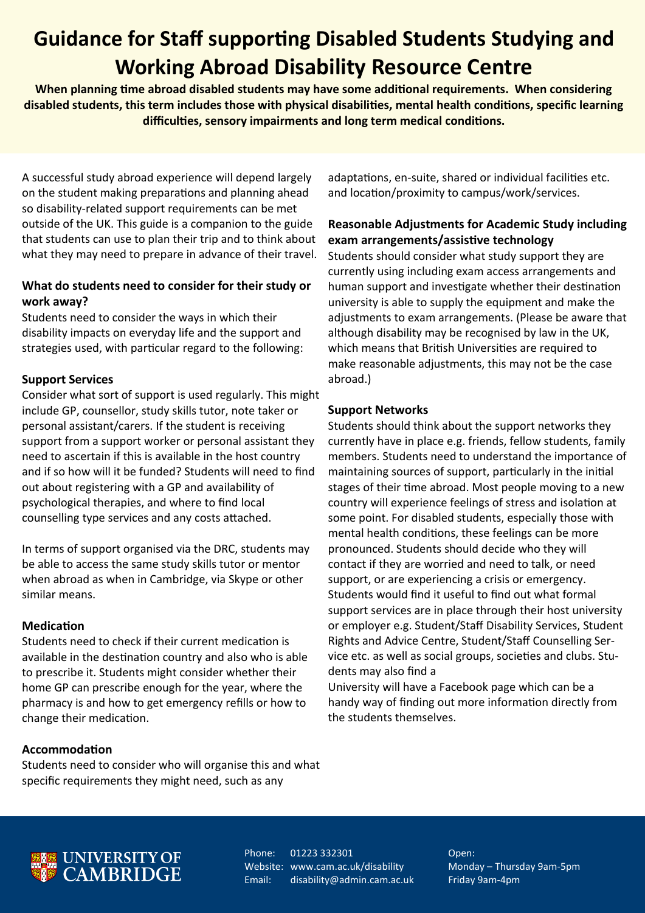# Guidance for Staff supporting Disabled Students Studying and Working Abroad Disability Resource Centre

**When planning time abroad disabled students may have some additional requirements. When considering disabled students, this term includes those with physical disabilities, mental health conditions, specific learning difficulties, sensory impairments and long term medical conditions.**

A successful study abroad experience will depend largely on the student making preparations and planning ahead so disability-related support requirements can be met outside of the UK. This guide is a companion to the guide that students can use to plan their trip and to think about what they may need to prepare in advance of their travel.

### What do students need to consider for their study or work away?

Students need to consider the ways in which their disability impacts on everyday life and the support and strategies used, with particular regard to the following:

### Support Services

Consider what sort of support is used regularly. This might include GP, counsellor, study skills tutor, note taker or personal assistant/carers. If the student is receiving support from a support worker or personal assistant they need to ascertain if this is available in the host country and if so how will it be funded? Students will need to find out about registering with a GP and availability of psychological therapies, and where to find local counselling type services and any costs attached.

In terms of support organised via the DRC, students may be able to access the same study skills tutor or mentor when abroad as when in Cambridge, via Skype or other similar means.

### Medication

Students need to check if their current medication is available in the destination country and also who is able to prescribe it. Students might consider whether their home GP can prescribe enough for the year, where the pharmacy is and how to get emergency refills or how to change their medication.

### Accommodation

Students need to consider who will organise this and what specific requirements they might need, such as any adaptations, en-suite, shared or individual facilities etc. and location/proximity to campus/work/services.

### Reasonable Adjustments for Academic Study including exam arrangements/assistive technology

Students should consider what study support they are currently using including exam access arrangements and human support and investigate whether their destination university is able to supply the equipment and make the adjustments to exam arrangements. (Please be aware that although disability may be recognised by law in the UK, which means that British Universities are required to make reasonable adjustments, this may not be the case abroad.)

### Support Networks

Students should think about the support networks they currently have in place e.g. friends, fellow students, family members. Students need to understand the importance of maintaining sources of support, particularly in the initial stages of their time abroad. Most people moving to a new country will experience feelings of stress and isolation at some point. For disabled students, especially those with mental health conditions, these feelings can be more pronounced. Students should decide who they will contact if they are worried and need to talk, or need support, or are experiencing a crisis or emergency. Students would find it useful to find out what formal support services are in place through their host university or employer e.g. Student/Staff Disability Services, Student Rights and Advice Centre, Student/Staff Counselling Service etc. as well as social groups, societies and clubs. Students may also find a

University will have a Facebook page which can be a handy way of finding out more information directly from the students themselves.

UNIVERSITY OF CAMBRIDGE

Phone: 01223 332301
Website: www.cam.ac.uk/disability
Email: disability@admin.cam.ac.uk

Open:
Monday – Thursday 9am-5pm
Friday 9am-4pm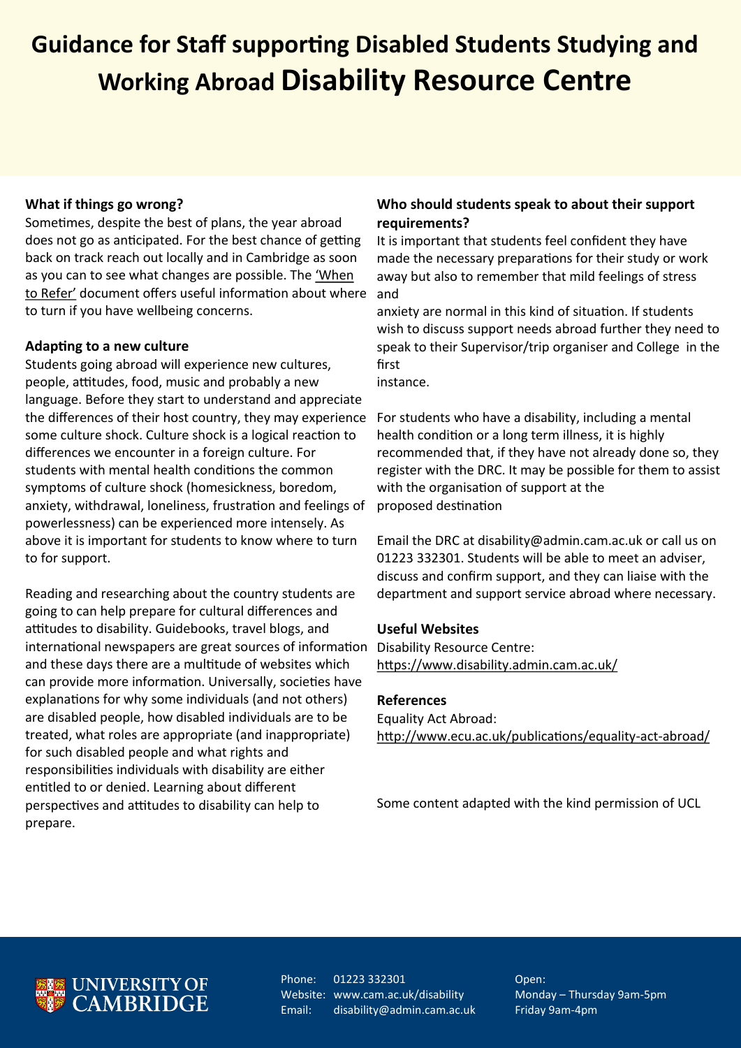# Guidance for Staff supporting Disabled Students Studying and Working Abroad Disability Resource Centre

### What if things go wrong?

Sometimes, despite the best of plans, the year abroad does not go as anticipated. For the best chance of getting back on track reach out locally and in Cambridge as soon as you can to see what changes are possible. The 'When to Refer' document offers useful information about where to turn if you have wellbeing concerns.

### Adapting to a new culture

Students going abroad will experience new cultures, people, attitudes, food, music and probably a new language. Before they start to understand and appreciate the differences of their host country, they may experience some culture shock. Culture shock is a logical reaction to differences we encounter in a foreign culture. For students with mental health conditions the common symptoms of culture shock (homesickness, boredom, anxiety, withdrawal, loneliness, frustration and feelings of powerlessness) can be experienced more intensely. As above it is important for students to know where to turn to for support.

Reading and researching about the country students are going to can help prepare for cultural differences and attitudes to disability. Guidebooks, travel blogs, and international newspapers are great sources of information and these days there are a multitude of websites which can provide more information. Universally, societies have explanations for why some individuals (and not others) are disabled people, how disabled individuals are to be treated, what roles are appropriate (and inappropriate) for such disabled people and what rights and responsibilities individuals with disability are either entitled to or denied. Learning about different perspectives and attitudes to disability can help to prepare.

### Who should students speak to about their support requirements?

It is important that students feel confident they have made the necessary preparations for their study or work away but also to remember that mild feelings of stress and anxiety are normal in this kind of situation. If students wish to discuss support needs abroad further they need to speak to their Supervisor/trip organiser and College in the first instance.

For students who have a disability, including a mental health condition or a long term illness, it is highly recommended that, if they have not already done so, they register with the DRC. It may be possible for them to assist with the organisation of support at the proposed destination

Email the DRC at disability@admin.cam.ac.uk or call us on 01223 332301. Students will be able to meet an adviser, discuss and confirm support, and they can liaise with the department and support service abroad where necessary.

### Useful Websites

Disability Resource Centre:
https://www.disability.admin.cam.ac.uk/

### References

Equality Act Abroad:
http://www.ecu.ac.uk/publications/equality-act-abroad/

Some content adapted with the kind permission of UCL

UNIVERSITY OF CAMBRIDGE

Phone: 01223 332301
Website: www.cam.ac.uk/disability
Email: disability@admin.cam.ac.uk

Open:
Monday – Thursday 9am-5pm
Friday 9am-4pm